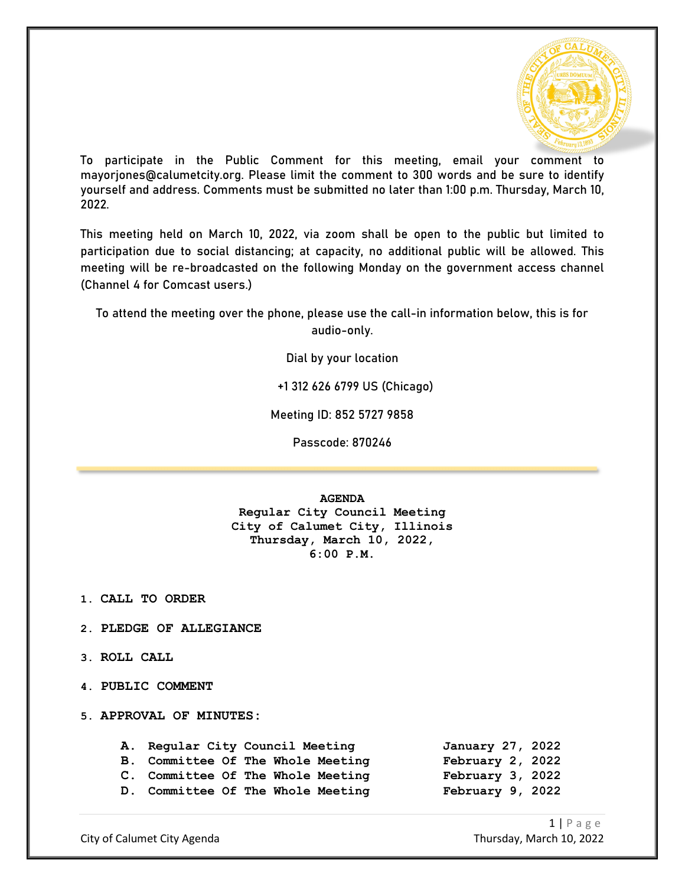To participate in the Public Comment for this meeting, email your comment to mayorjones@calumetcity.org. Please limit the comment to 300 words and be sure to identify yourself and address. Comments must be submitted no later than 1:00 p.m. Thursday, March 10, 2022.

This meeting held on March 10, 2022, via zoom shall be open to the public but limited to participation due to social distancing; at capacity, no additional public will be allowed. This meeting will be re-broadcasted on the following Monday on the government access channel (Channel 4 for Comcast users.)

To attend the meeting over the phone, please use the call-in information below, this is for audio-only.

Dial by your location

+1 312 626 6799 US (Chicago)

Meeting ID: 852 5727 9858

Passcode: 870246

---

**AGENDA**
**Regular City Council Meeting**
**City of Calumet City, Illinois**
**Thursday, March 10, 2022,**
**6:00 P.M.**

1. **CALL TO ORDER**
2. **PLEDGE OF ALLEGIANCE**
3. **ROLL CALL**
4. **PUBLIC COMMENT**
5. **APPROVAL OF MINUTES:**

| | | |
|---|---|---|
| A. | Regular City Council Meeting | January 27, 2022 |
| B. | Committee Of The Whole Meeting | February 2, 2022 |
| C. | Committee Of The Whole Meeting | February 3, 2022 |
| D. | Committee Of The Whole Meeting | February 9, 2022 |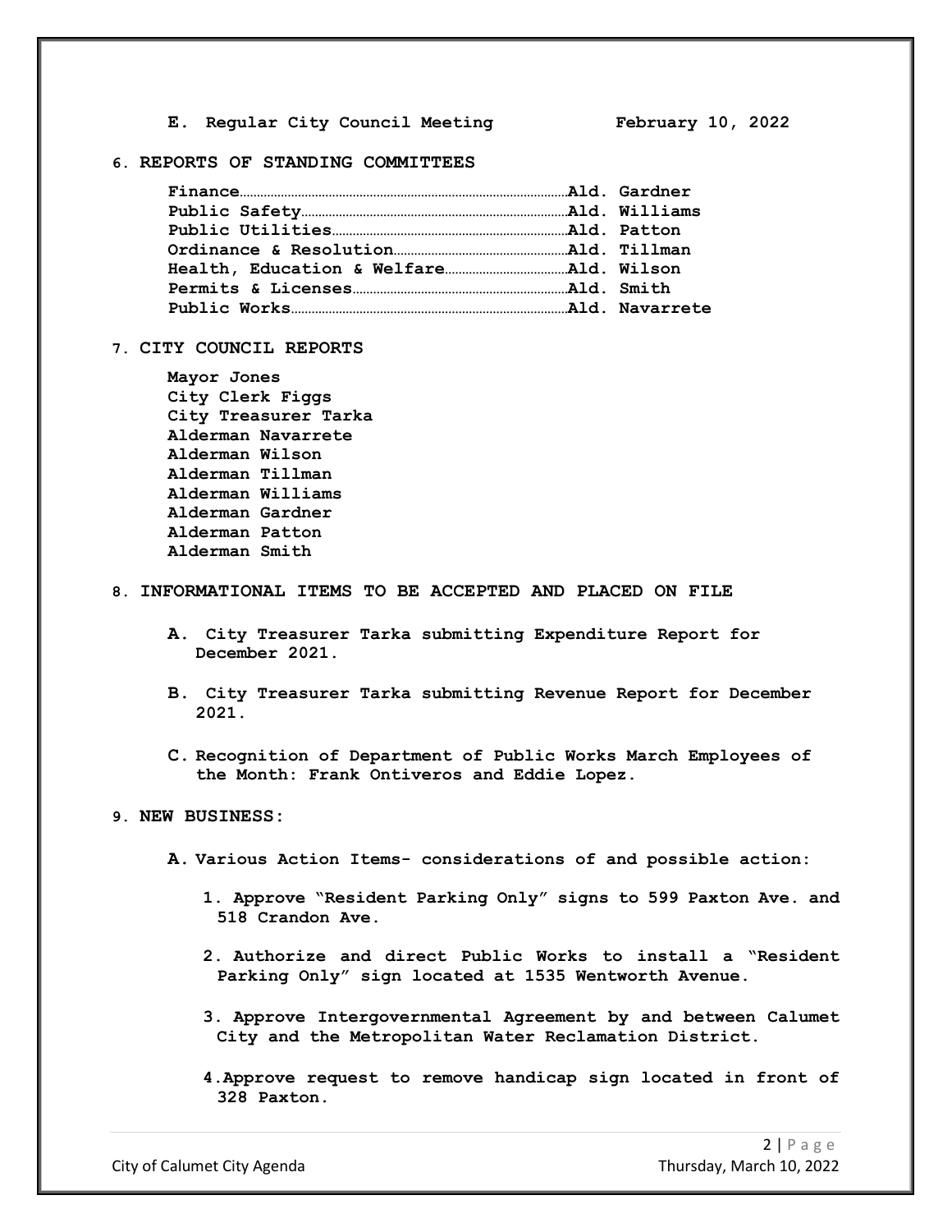**E. Regular City Council Meeting February 10, 2022**

## 6. REPORTS OF STANDING COMMITTEES

**Finance……Ald. Gardner**
**Public Safety……Ald. Williams**
**Public Utilities……Ald. Patton**
**Ordinance & Resolution……Ald. Tillman**
**Health, Education & Welfare……Ald. Wilson**
**Permits & Licenses……Ald. Smith**
**Public Works……Ald. Navarrete**

## 7. CITY COUNCIL REPORTS

**Mayor Jones**
**City Clerk Figgs**
**City Treasurer Tarka**
**Alderman Navarrete**
**Alderman Wilson**
**Alderman Tillman**
**Alderman Williams**
**Alderman Gardner**
**Alderman Patton**
**Alderman Smith**

## 8. INFORMATIONAL ITEMS TO BE ACCEPTED AND PLACED ON FILE

**A. City Treasurer Tarka submitting Expenditure Report for December 2021.**

**B. City Treasurer Tarka submitting Revenue Report for December 2021.**

**C. Recognition of Department of Public Works March Employees of the Month: Frank Ontiveros and Eddie Lopez.**

## 9. NEW BUSINESS:

**A. Various Action Items- considerations of and possible action:**

1. **Approve "Resident Parking Only" signs to 599 Paxton Ave. and 518 Crandon Ave.**

2. **Authorize and direct Public Works to install a "Resident Parking Only" sign located at 1535 Wentworth Avenue.**

3. **Approve Intergovernmental Agreement by and between Calumet City and the Metropolitan Water Reclamation District.**

4. **Approve request to remove handicap sign located in front of 328 Paxton.**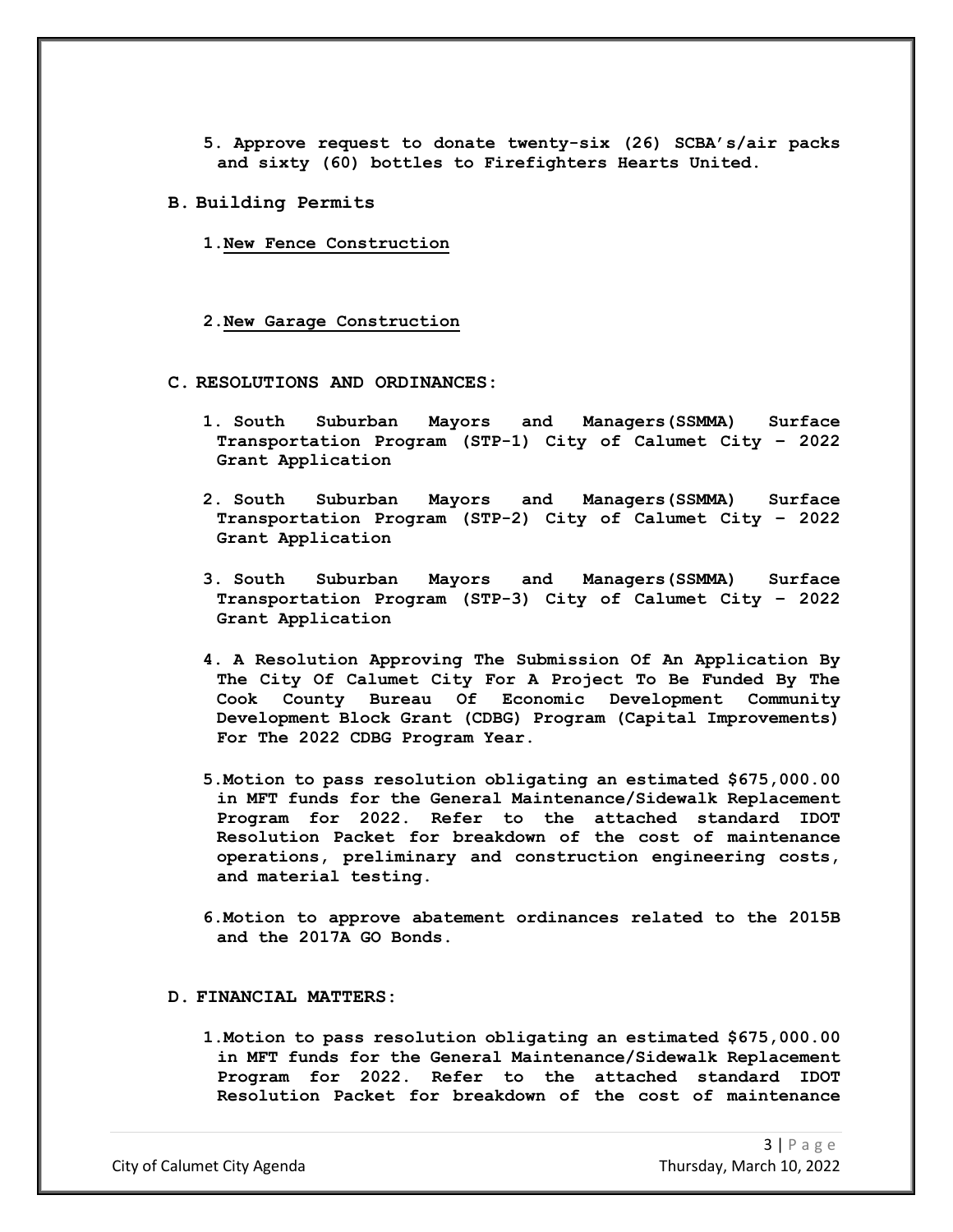5. **Approve request to donate twenty-six (26) SCBA's/air packs and sixty (60) bottles to Firefighters Hearts United.**

**B. Building Permits**

1. **New Fence Construction**

2. **New Garage Construction**

**C. RESOLUTIONS AND ORDINANCES:**

1. **South Suburban Mayors and Managers(SSMMA) Surface Transportation Program (STP-1) City of Calumet City – 2022 Grant Application**

2. **South Suburban Mayors and Managers(SSMMA) Surface Transportation Program (STP-2) City of Calumet City – 2022 Grant Application**

3. **South Suburban Mayors and Managers(SSMMA) Surface Transportation Program (STP-3) City of Calumet City – 2022 Grant Application**

4. **A Resolution Approving The Submission Of An Application By The City Of Calumet City For A Project To Be Funded By The Cook County Bureau Of Economic Development Community Development Block Grant (CDBG) Program (Capital Improvements) For The 2022 CDBG Program Year.**

5. **Motion to pass resolution obligating an estimated $675,000.00 in MFT funds for the General Maintenance/Sidewalk Replacement Program for 2022. Refer to the attached standard IDOT Resolution Packet for breakdown of the cost of maintenance operations, preliminary and construction engineering costs, and material testing.**

6. **Motion to approve abatement ordinances related to the 2015B and the 2017A GO Bonds.**

**D. FINANCIAL MATTERS:**

1. **Motion to pass resolution obligating an estimated $675,000.00 in MFT funds for the General Maintenance/Sidewalk Replacement Program for 2022. Refer to the attached standard IDOT Resolution Packet for breakdown of the cost of maintenance**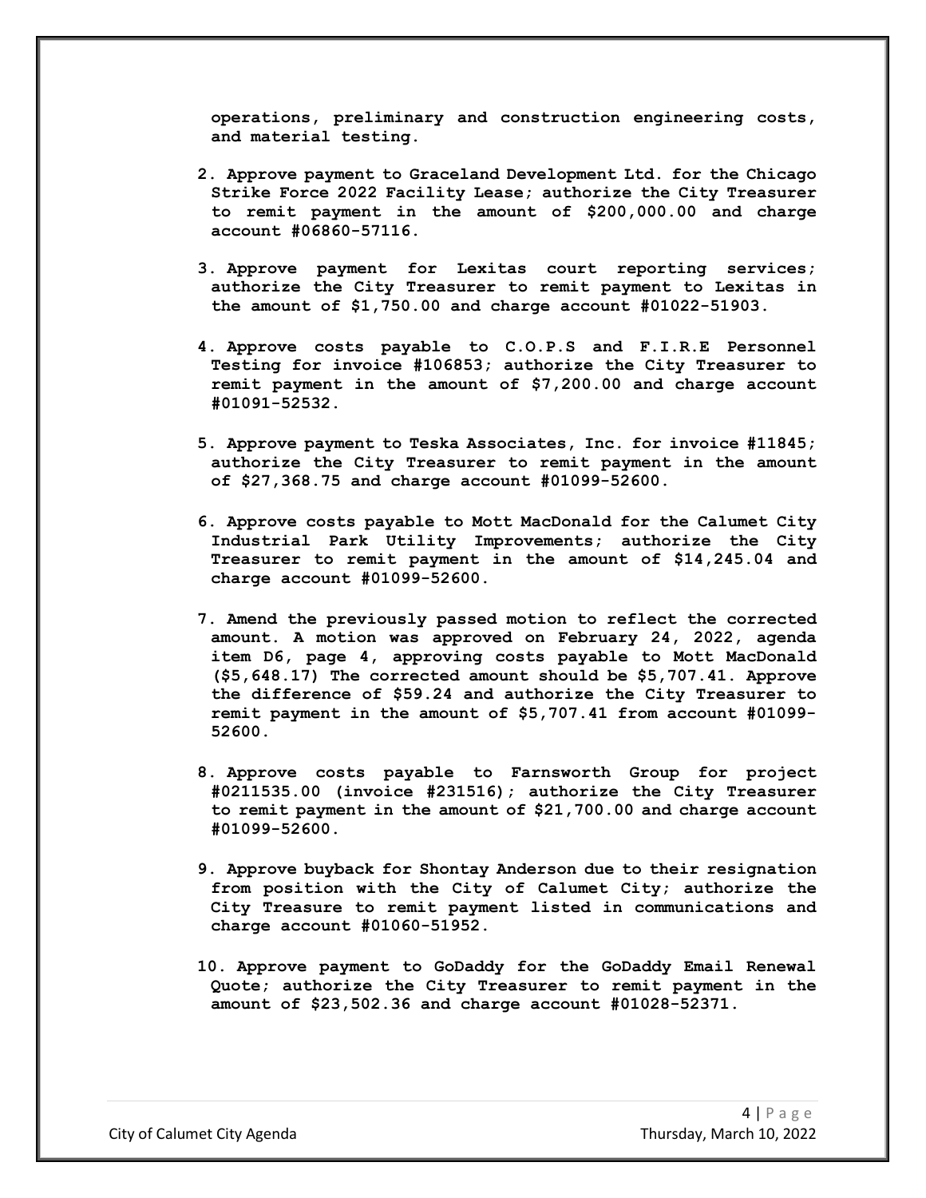**operations, preliminary and construction engineering costs, and material testing.**

2. **Approve payment to Graceland Development Ltd. for the Chicago Strike Force 2022 Facility Lease; authorize the City Treasurer to remit payment in the amount of $200,000.00 and charge account #06860-57116.**

3. **Approve payment for Lexitas court reporting services; authorize the City Treasurer to remit payment to Lexitas in the amount of $1,750.00 and charge account #01022-51903.**

4. **Approve costs payable to C.O.P.S and F.I.R.E Personnel Testing for invoice #106853; authorize the City Treasurer to remit payment in the amount of $7,200.00 and charge account #01091-52532.**

5. **Approve payment to Teska Associates, Inc. for invoice #11845; authorize the City Treasurer to remit payment in the amount of $27,368.75 and charge account #01099-52600.**

6. **Approve costs payable to Mott MacDonald for the Calumet City Industrial Park Utility Improvements; authorize the City Treasurer to remit payment in the amount of $14,245.04 and charge account #01099-52600.**

7. **Amend the previously passed motion to reflect the corrected amount. A motion was approved on February 24, 2022, agenda item D6, page 4, approving costs payable to Mott MacDonald ($5,648.17) The corrected amount should be $5,707.41. Approve the difference of $59.24 and authorize the City Treasurer to remit payment in the amount of $5,707.41 from account #01099-52600.**

8. **Approve costs payable to Farnsworth Group for project #0211535.00 (invoice #231516); authorize the City Treasurer to remit payment in the amount of $21,700.00 and charge account #01099-52600.**

9. **Approve buyback for Shontay Anderson due to their resignation from position with the City of Calumet City; authorize the City Treasure to remit payment listed in communications and charge account #01060-51952.**

10. **Approve payment to GoDaddy for the GoDaddy Email Renewal Quote; authorize the City Treasurer to remit payment in the amount of $23,502.36 and charge account #01028-52371.**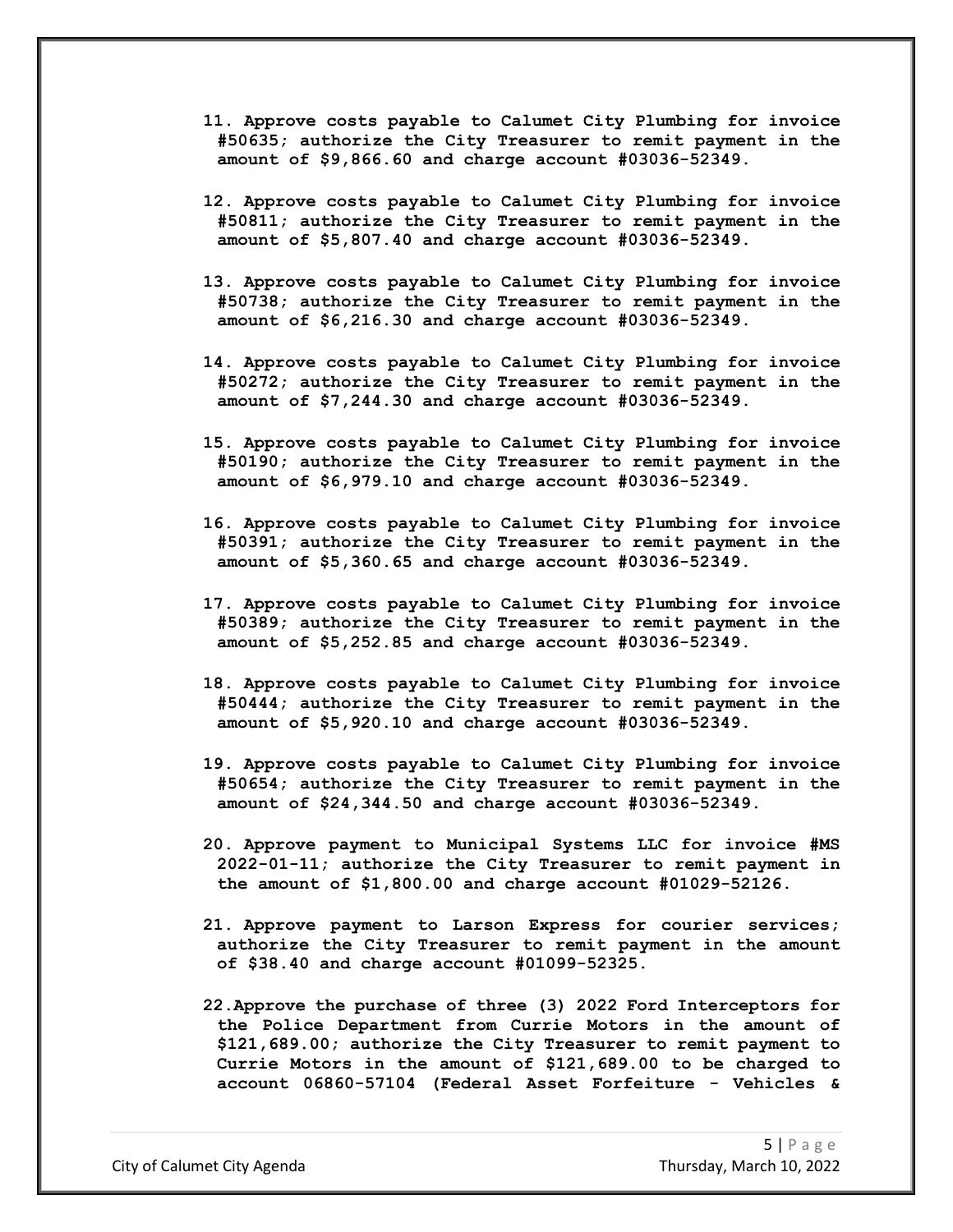**11. Approve costs payable to Calumet City Plumbing for invoice #50635; authorize the City Treasurer to remit payment in the amount of $9,866.60 and charge account #03036-52349.**

**12. Approve costs payable to Calumet City Plumbing for invoice #50811; authorize the City Treasurer to remit payment in the amount of $5,807.40 and charge account #03036-52349.**

**13. Approve costs payable to Calumet City Plumbing for invoice #50738; authorize the City Treasurer to remit payment in the amount of $6,216.30 and charge account #03036-52349.**

**14. Approve costs payable to Calumet City Plumbing for invoice #50272; authorize the City Treasurer to remit payment in the amount of $7,244.30 and charge account #03036-52349.**

**15. Approve costs payable to Calumet City Plumbing for invoice #50190; authorize the City Treasurer to remit payment in the amount of $6,979.10 and charge account #03036-52349.**

**16. Approve costs payable to Calumet City Plumbing for invoice #50391; authorize the City Treasurer to remit payment in the amount of $5,360.65 and charge account #03036-52349.**

**17. Approve costs payable to Calumet City Plumbing for invoice #50389; authorize the City Treasurer to remit payment in the amount of $5,252.85 and charge account #03036-52349.**

**18. Approve costs payable to Calumet City Plumbing for invoice #50444; authorize the City Treasurer to remit payment in the amount of $5,920.10 and charge account #03036-52349.**

**19. Approve costs payable to Calumet City Plumbing for invoice #50654; authorize the City Treasurer to remit payment in the amount of $24,344.50 and charge account #03036-52349.**

**20. Approve payment to Municipal Systems LLC for invoice #MS 2022-01-11; authorize the City Treasurer to remit payment in the amount of $1,800.00 and charge account #01029-52126.**

**21. Approve payment to Larson Express for courier services; authorize the City Treasurer to remit payment in the amount of $38.40 and charge account #01099-52325.**

**22. Approve the purchase of three (3) 2022 Ford Interceptors for the Police Department from Currie Motors in the amount of $121,689.00; authorize the City Treasurer to remit payment to Currie Motors in the amount of $121,689.00 to be charged to account 06860-57104 (Federal Asset Forfeiture - Vehicles &**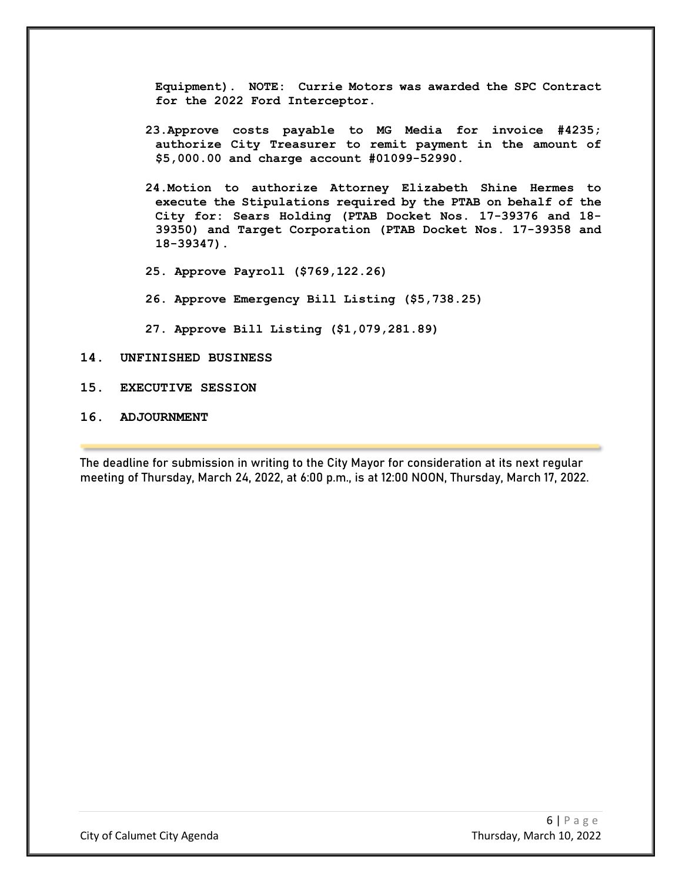**Equipment). NOTE: Currie Motors was awarded the SPC Contract for the 2022 Ford Interceptor.**

23. **Approve costs payable to MG Media for invoice #4235; authorize City Treasurer to remit payment in the amount of $5,000.00 and charge account #01099-52990.**

24. **Motion to authorize Attorney Elizabeth Shine Hermes to execute the Stipulations required by the PTAB on behalf of the City for: Sears Holding (PTAB Docket Nos. 17-39376 and 18-39350) and Target Corporation (PTAB Docket Nos. 17-39358 and 18-39347).**

25. **Approve Payroll ($769,122.26)**

26. **Approve Emergency Bill Listing ($5,738.25)**

27. **Approve Bill Listing ($1,079,281.89)**

**14. UNFINISHED BUSINESS**

**15. EXECUTIVE SESSION**

**16. ADJOURNMENT**

---

The deadline for submission in writing to the City Mayor for consideration at its next regular meeting of Thursday, March 24, 2022, at 6:00 p.m., is at 12:00 NOON, Thursday, March 17, 2022.